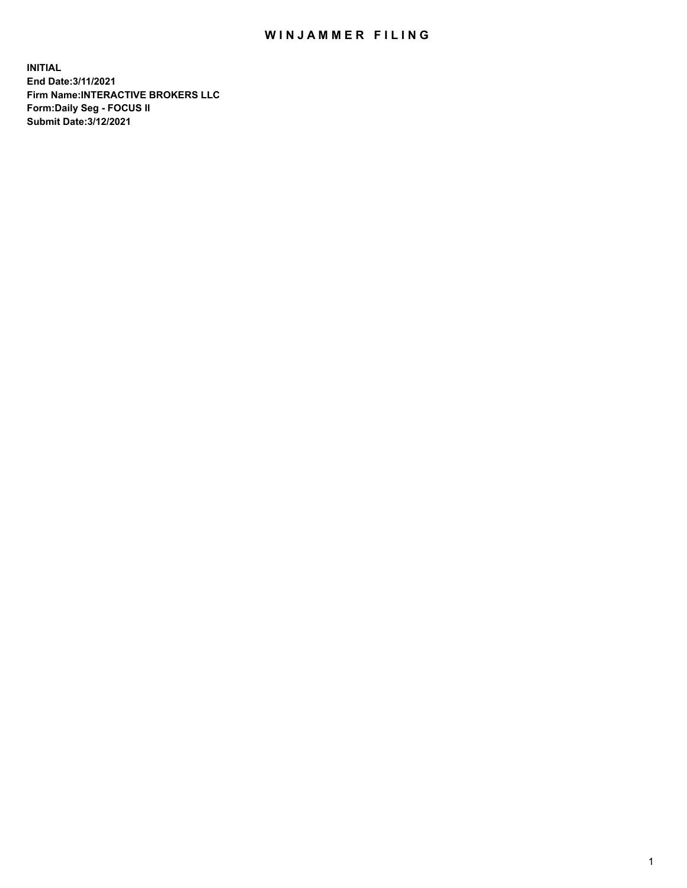# WINJAMMER FILING

**INITIAL**
**End Date:3/11/2021**
**Firm Name:INTERACTIVE BROKERS LLC**
**Form:Daily Seg - FOCUS II**
**Submit Date:3/12/2021**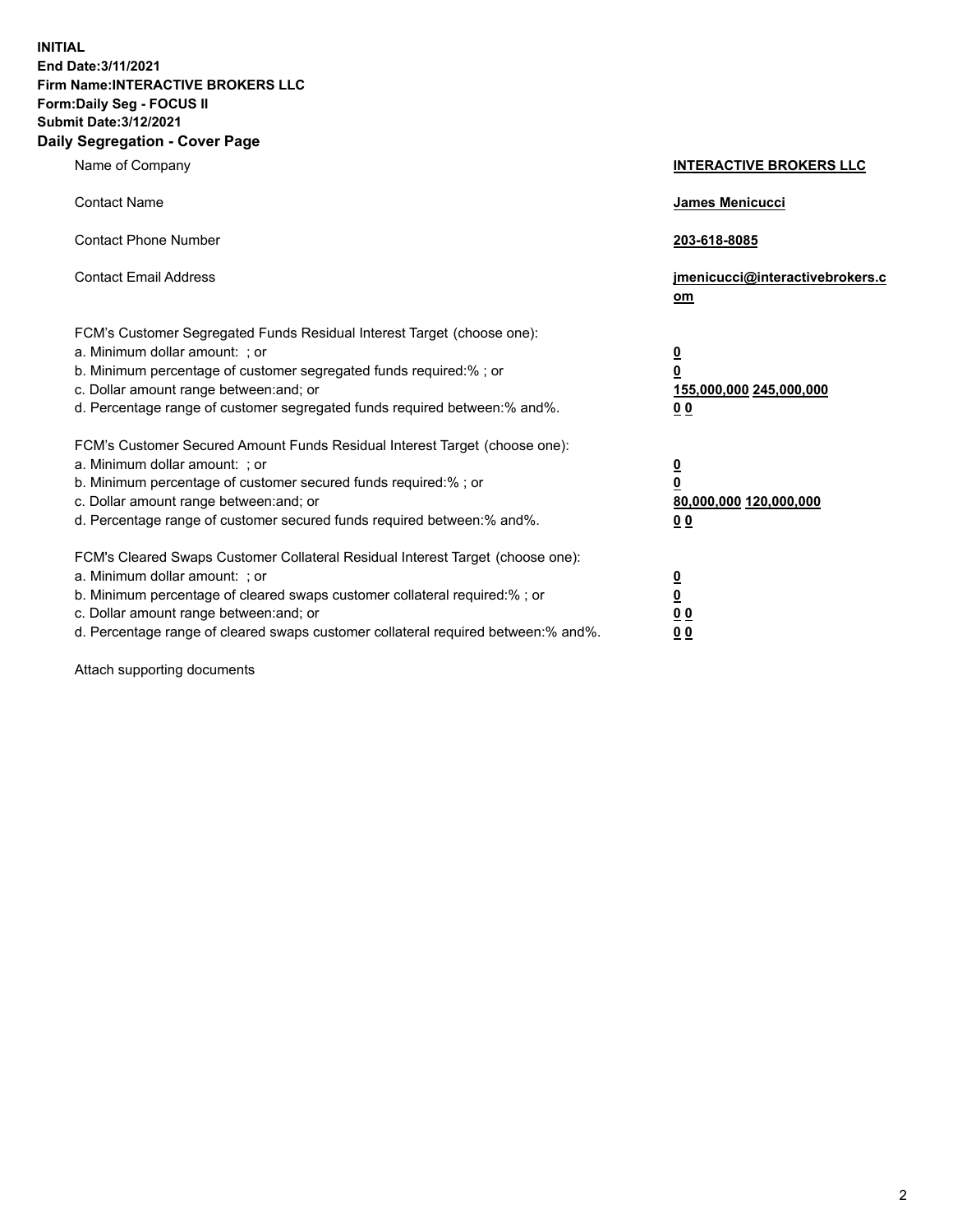**INITIAL**
**End Date:3/11/2021**
**Firm Name:INTERACTIVE BROKERS LLC**
**Form:Daily Seg - FOCUS II**
**Submit Date:3/12/2021**

## Daily Segregation - Cover Page

| | |
|---|---|
| Name of Company | **INTERACTIVE BROKERS LLC** |
| Contact Name | **James Menicucci** |
| Contact Phone Number | **203-618-8085** |
| Contact Email Address | **jmenicucci@interactivebrokers.com** |

| | |
|---|---|
| FCM's Customer Segregated Funds Residual Interest Target (choose one): | |
| a. Minimum dollar amount: ; or | **0** |
| b. Minimum percentage of customer segregated funds required:% ; or | **0** |
| c. Dollar amount range between:and; or | **155,000,000 245,000,000** |
| d. Percentage range of customer segregated funds required between:% and%. | **0 0** |
| FCM's Customer Secured Amount Funds Residual Interest Target (choose one): | |
| a. Minimum dollar amount: ; or | **0** |
| b. Minimum percentage of customer secured funds required:% ; or | **0** |
| c. Dollar amount range between:and; or | **80,000,000 120,000,000** |
| d. Percentage range of customer secured funds required between:% and%. | **0 0** |
| FCM's Cleared Swaps Customer Collateral Residual Interest Target (choose one): | |
| a. Minimum dollar amount: ; or | **0** |
| b. Minimum percentage of cleared swaps customer collateral required:% ; or | **0** |
| c. Dollar amount range between:and; or | **0 0** |
| d. Percentage range of cleared swaps customer collateral required between:% and%. | **0 0** |

Attach supporting documents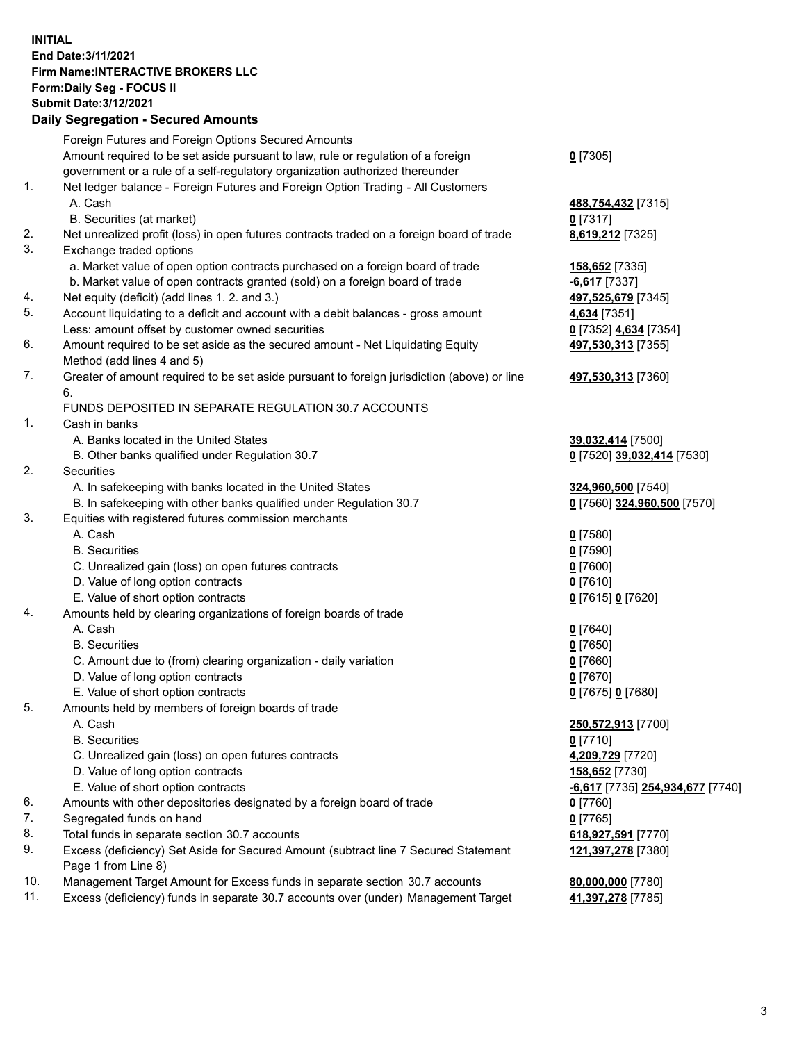**INITIAL**
**End Date:3/11/2021**
**Firm Name:INTERACTIVE BROKERS LLC**
**Form:Daily Seg - FOCUS II**
**Submit Date:3/12/2021**

## Daily Segregation - Secured Amounts

| | | |
|---|---|---|
| | Foreign Futures and Foreign Options Secured Amounts | |
| | Amount required to be set aside pursuant to law, rule or regulation of a foreign government or a rule of a self-regulatory organization authorized thereunder | **0** [7305] |
| 1. | Net ledger balance - Foreign Futures and Foreign Option Trading - All Customers | |
| | A. Cash | **488,754,432** [7315] |
| | B. Securities (at market) | **0** [7317] |
| 2. | Net unrealized profit (loss) in open futures contracts traded on a foreign board of trade | **8,619,212** [7325] |
| 3. | Exchange traded options | |
| | a. Market value of open option contracts purchased on a foreign board of trade | **158,652** [7335] |
| | b. Market value of open contracts granted (sold) on a foreign board of trade | **-6,617** [7337] |
| 4. | Net equity (deficit) (add lines 1. 2. and 3.) | **497,525,679** [7345] |
| 5. | Account liquidating to a deficit and account with a debit balances - gross amount | **4,634** [7351] |
| | Less: amount offset by customer owned securities | **0** [7352] **4,634** [7354] |
| 6. | Amount required to be set aside as the secured amount - Net Liquidating Equity Method (add lines 4 and 5) | **497,530,313** [7355] |
| 7. | Greater of amount required to be set aside pursuant to foreign jurisdiction (above) or line 6. | **497,530,313** [7360] |
| | FUNDS DEPOSITED IN SEPARATE REGULATION 30.7 ACCOUNTS | |
| 1. | Cash in banks | |
| | A. Banks located in the United States | **39,032,414** [7500] |
| | B. Other banks qualified under Regulation 30.7 | **0** [7520] **39,032,414** [7530] |
| 2. | Securities | |
| | A. In safekeeping with banks located in the United States | **324,960,500** [7540] |
| | B. In safekeeping with other banks qualified under Regulation 30.7 | **0** [7560] **324,960,500** [7570] |
| 3. | Equities with registered futures commission merchants | |
| | A. Cash | **0** [7580] |
| | B. Securities | **0** [7590] |
| | C. Unrealized gain (loss) on open futures contracts | **0** [7600] |
| | D. Value of long option contracts | **0** [7610] |
| | E. Value of short option contracts | **0** [7615] **0** [7620] |
| 4. | Amounts held by clearing organizations of foreign boards of trade | |
| | A. Cash | **0** [7640] |
| | B. Securities | **0** [7650] |
| | C. Amount due to (from) clearing organization - daily variation | **0** [7660] |
| | D. Value of long option contracts | **0** [7670] |
| | E. Value of short option contracts | **0** [7675] **0** [7680] |
| 5. | Amounts held by members of foreign boards of trade | |
| | A. Cash | **250,572,913** [7700] |
| | B. Securities | **0** [7710] |
| | C. Unrealized gain (loss) on open futures contracts | **4,209,729** [7720] |
| | D. Value of long option contracts | **158,652** [7730] |
| | E. Value of short option contracts | **-6,617** [7735] **254,934,677** [7740] |
| 6. | Amounts with other depositories designated by a foreign board of trade | **0** [7760] |
| 7. | Segregated funds on hand | **0** [7765] |
| 8. | Total funds in separate section 30.7 accounts | **618,927,591** [7770] |
| 9. | Excess (deficiency) Set Aside for Secured Amount (subtract line 7 Secured Statement Page 1 from Line 8) | **121,397,278** [7380] |
| 10. | Management Target Amount for Excess funds in separate section 30.7 accounts | **80,000,000** [7780] |
| 11. | Excess (deficiency) funds in separate 30.7 accounts over (under) Management Target | **41,397,278** [7785] |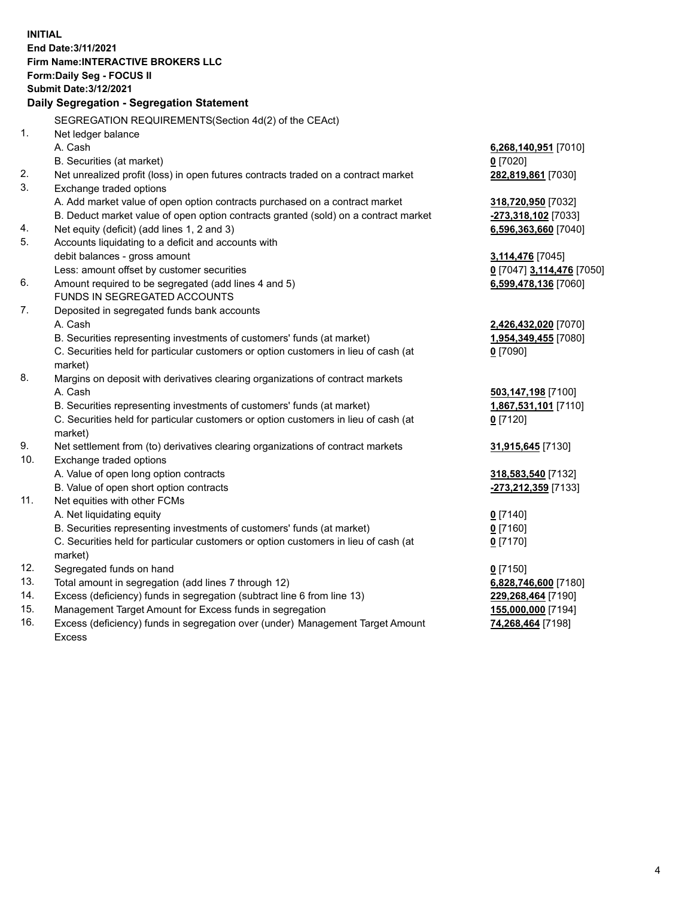**INITIAL**
**End Date:3/11/2021**
**Firm Name:INTERACTIVE BROKERS LLC**
**Form:Daily Seg - FOCUS II**
**Submit Date:3/12/2021**

**Daily Segregation - Segregation Statement**

| | | |
|---|---|---|
| | SEGREGATION REQUIREMENTS(Section 4d(2) of the CEAct) | |
| 1. | Net ledger balance | |
| | A. Cash | **6,268,140,951** [7010] |
| | B. Securities (at market) | **0** [7020] |
| 2. | Net unrealized profit (loss) in open futures contracts traded on a contract market | **282,819,861** [7030] |
| 3. | Exchange traded options | |
| | A. Add market value of open option contracts purchased on a contract market | **318,720,950** [7032] |
| | B. Deduct market value of open option contracts granted (sold) on a contract market | **-273,318,102** [7033] |
| 4. | Net equity (deficit) (add lines 1, 2 and 3) | **6,596,363,660** [7040] |
| 5. | Accounts liquidating to a deficit and accounts with | |
| | debit balances - gross amount | **3,114,476** [7045] |
| | Less: amount offset by customer securities | **0** [7047] **3,114,476** [7050] |
| 6. | Amount required to be segregated (add lines 4 and 5) | **6,599,478,136** [7060] |
| | FUNDS IN SEGREGATED ACCOUNTS | |
| 7. | Deposited in segregated funds bank accounts | |
| | A. Cash | **2,426,432,020** [7070] |
| | B. Securities representing investments of customers' funds (at market) | **1,954,349,455** [7080] |
| | C. Securities held for particular customers or option customers in lieu of cash (at market) | **0** [7090] |
| 8. | Margins on deposit with derivatives clearing organizations of contract markets | |
| | A. Cash | **503,147,198** [7100] |
| | B. Securities representing investments of customers' funds (at market) | **1,867,531,101** [7110] |
| | C. Securities held for particular customers or option customers in lieu of cash (at market) | **0** [7120] |
| 9. | Net settlement from (to) derivatives clearing organizations of contract markets | **31,915,645** [7130] |
| 10. | Exchange traded options | |
| | A. Value of open long option contracts | **318,583,540** [7132] |
| | B. Value of open short option contracts | **-273,212,359** [7133] |
| 11. | Net equities with other FCMs | |
| | A. Net liquidating equity | **0** [7140] |
| | B. Securities representing investments of customers' funds (at market) | **0** [7160] |
| | C. Securities held for particular customers or option customers in lieu of cash (at market) | **0** [7170] |
| 12. | Segregated funds on hand | **0** [7150] |
| 13. | Total amount in segregation (add lines 7 through 12) | **6,828,746,600** [7180] |
| 14. | Excess (deficiency) funds in segregation (subtract line 6 from line 13) | **229,268,464** [7190] |
| 15. | Management Target Amount for Excess funds in segregation | **155,000,000** [7194] |
| 16. | Excess (deficiency) funds in segregation over (under) Management Target Amount Excess | **74,268,464** [7198] |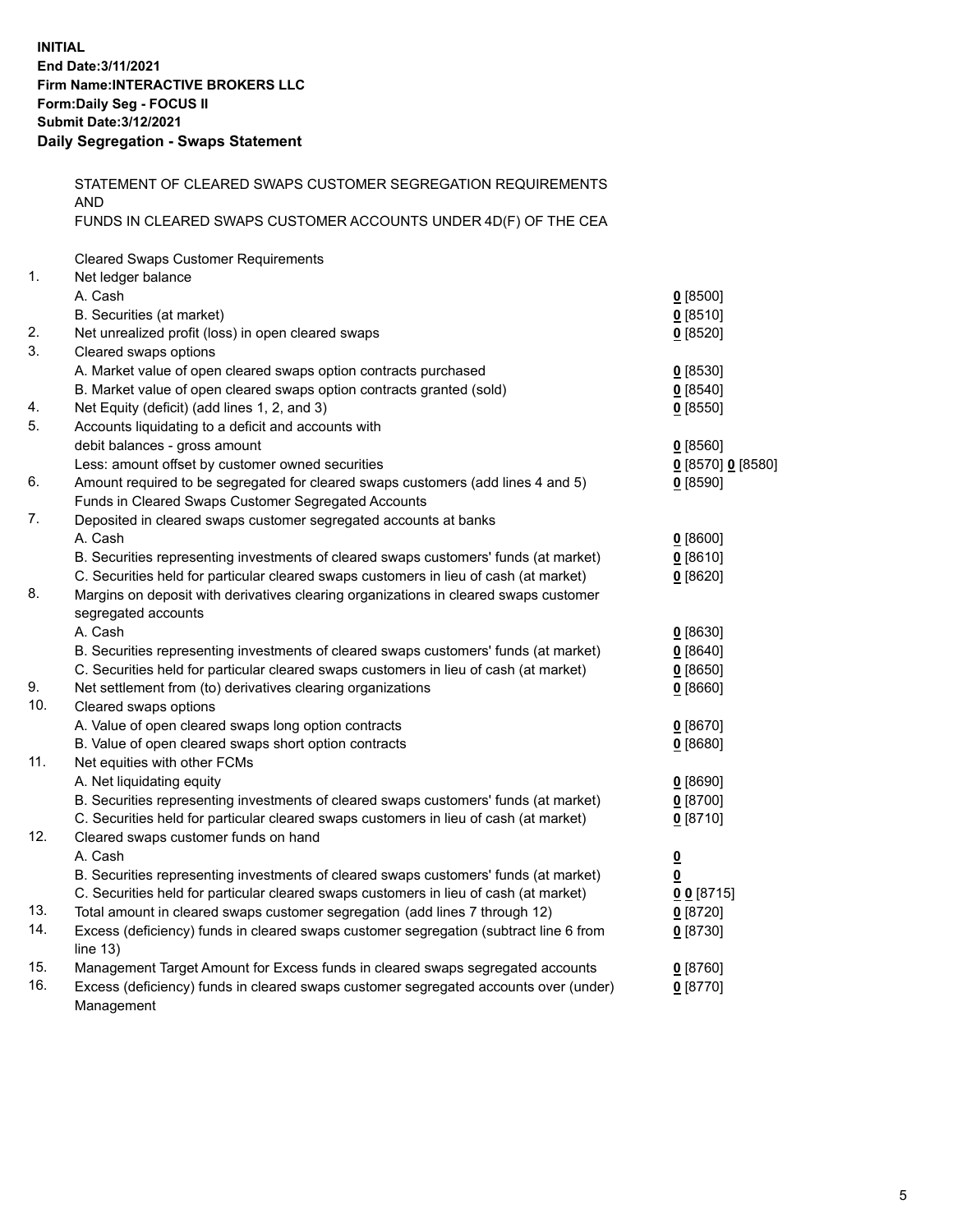**INITIAL**
**End Date:3/11/2021**
**Firm Name:INTERACTIVE BROKERS LLC**
**Form:Daily Seg - FOCUS II**
**Submit Date:3/12/2021**
**Daily Segregation - Swaps Statement**

STATEMENT OF CLEARED SWAPS CUSTOMER SEGREGATION REQUIREMENTS AND FUNDS IN CLEARED SWAPS CUSTOMER ACCOUNTS UNDER 4D(F) OF THE CEA

| | | |
|---|---|---|
| | Cleared Swaps Customer Requirements | |
| 1. | Net ledger balance | |
| | A. Cash | 0 [8500] |
| | B. Securities (at market) | 0 [8510] |
| 2. | Net unrealized profit (loss) in open cleared swaps | 0 [8520] |
| 3. | Cleared swaps options | |
| | A. Market value of open cleared swaps option contracts purchased | 0 [8530] |
| | B. Market value of open cleared swaps option contracts granted (sold) | 0 [8540] |
| 4. | Net Equity (deficit) (add lines 1, 2, and 3) | 0 [8550] |
| 5. | Accounts liquidating to a deficit and accounts with debit balances - gross amount | 0 [8560] |
| | Less: amount offset by customer owned securities | 0 [8570] 0 [8580] |
| 6. | Amount required to be segregated for cleared swaps customers (add lines 4 and 5) | 0 [8590] |
| | Funds in Cleared Swaps Customer Segregated Accounts | |
| 7. | Deposited in cleared swaps customer segregated accounts at banks | |
| | A. Cash | 0 [8600] |
| | B. Securities representing investments of cleared swaps customers' funds (at market) | 0 [8610] |
| | C. Securities held for particular cleared swaps customers in lieu of cash (at market) | 0 [8620] |
| 8. | Margins on deposit with derivatives clearing organizations in cleared swaps customer segregated accounts | |
| | A. Cash | 0 [8630] |
| | B. Securities representing investments of cleared swaps customers' funds (at market) | 0 [8640] |
| | C. Securities held for particular cleared swaps customers in lieu of cash (at market) | 0 [8650] |
| 9. | Net settlement from (to) derivatives clearing organizations | 0 [8660] |
| 10. | Cleared swaps options | |
| | A. Value of open cleared swaps long option contracts | 0 [8670] |
| | B. Value of open cleared swaps short option contracts | 0 [8680] |
| 11. | Net equities with other FCMs | |
| | A. Net liquidating equity | 0 [8690] |
| | B. Securities representing investments of cleared swaps customers' funds (at market) | 0 [8700] |
| | C. Securities held for particular cleared swaps customers in lieu of cash (at market) | 0 [8710] |
| 12. | Cleared swaps customer funds on hand | |
| | A. Cash | 0 |
| | B. Securities representing investments of cleared swaps customers' funds (at market) | 0 |
| | C. Securities held for particular cleared swaps customers in lieu of cash (at market) | 0 0 [8715] |
| 13. | Total amount in cleared swaps customer segregation (add lines 7 through 12) | 0 [8720] |
| 14. | Excess (deficiency) funds in cleared swaps customer segregation (subtract line 6 from line 13) | 0 [8730] |
| 15. | Management Target Amount for Excess funds in cleared swaps segregated accounts | 0 [8760] |
| 16. | Excess (deficiency) funds in cleared swaps customer segregated accounts over (under) Management | 0 [8770] |